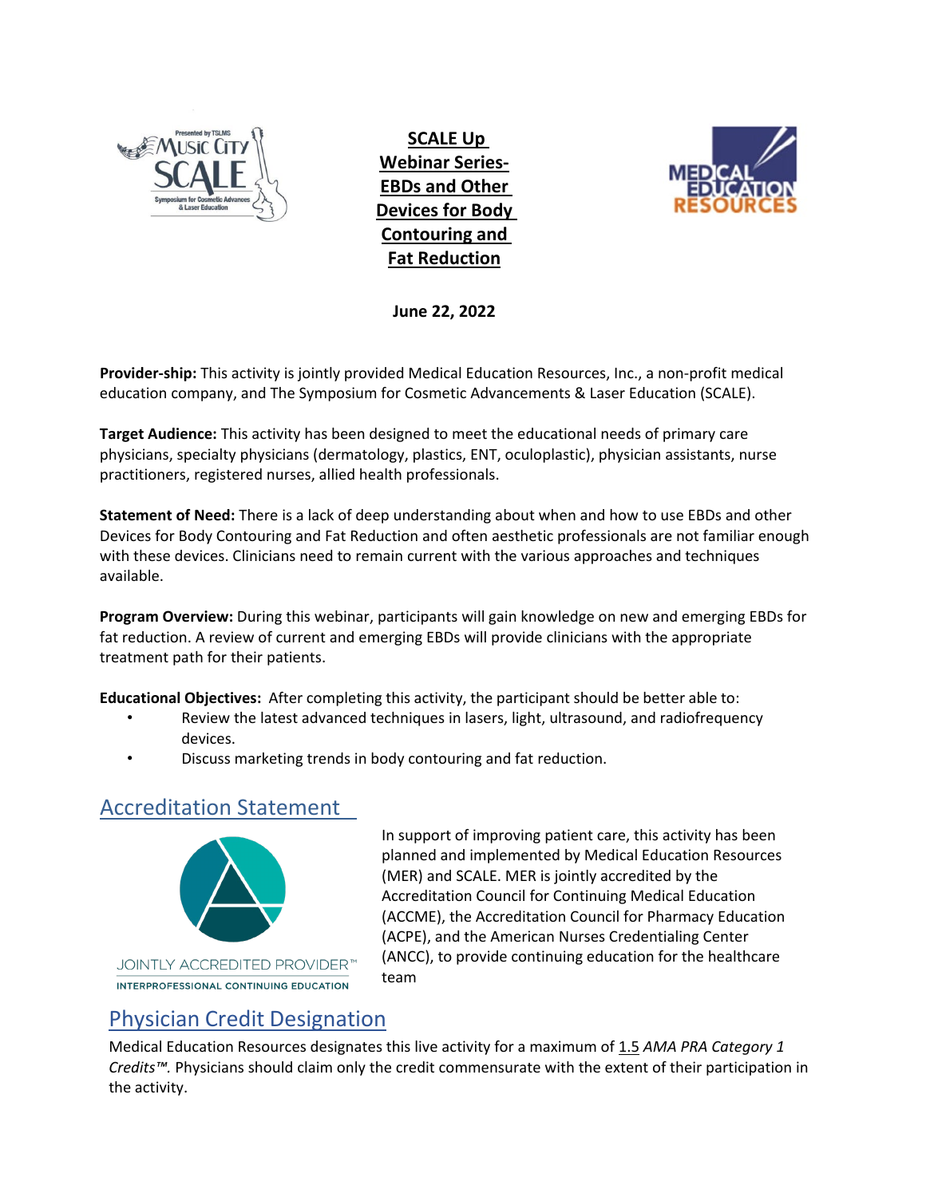# SCALE Up Webinar Series- EBDs and Other Devices for Body Contouring and Fat Reduction

**June 22, 2022**

**Provider-ship:** This activity is jointly provided Medical Education Resources, Inc., a non-profit medical education company, and The Symposium for Cosmetic Advancements & Laser Education (SCALE).

**Target Audience:** This activity has been designed to meet the educational needs of primary care physicians, specialty physicians (dermatology, plastics, ENT, oculoplastic), physician assistants, nurse practitioners, registered nurses, allied health professionals.

**Statement of Need:** There is a lack of deep understanding about when and how to use EBDs and other Devices for Body Contouring and Fat Reduction and often aesthetic professionals are not familiar enough with these devices. Clinicians need to remain current with the various approaches and techniques available.

**Program Overview:** During this webinar, participants will gain knowledge on new and emerging EBDs for fat reduction. A review of current and emerging EBDs will provide clinicians with the appropriate treatment path for their patients.

**Educational Objectives:** After completing this activity, the participant should be better able to:

- Review the latest advanced techniques in lasers, light, ultrasound, and radiofrequency devices.
- Discuss marketing trends in body contouring and fat reduction.

## Accreditation Statement

JOINTLY ACCREDITED PROVIDER™
INTERPROFESSIONAL CONTINUING EDUCATION

In support of improving patient care, this activity has been planned and implemented by Medical Education Resources (MER) and SCALE. MER is jointly accredited by the Accreditation Council for Continuing Medical Education (ACCME), the Accreditation Council for Pharmacy Education (ACPE), and the American Nurses Credentialing Center (ANCC), to provide continuing education for the healthcare team

## Physician Credit Designation

Medical Education Resources designates this live activity for a maximum of 1.5 *AMA PRA Category 1 Credits™.* Physicians should claim only the credit commensurate with the extent of their participation in the activity.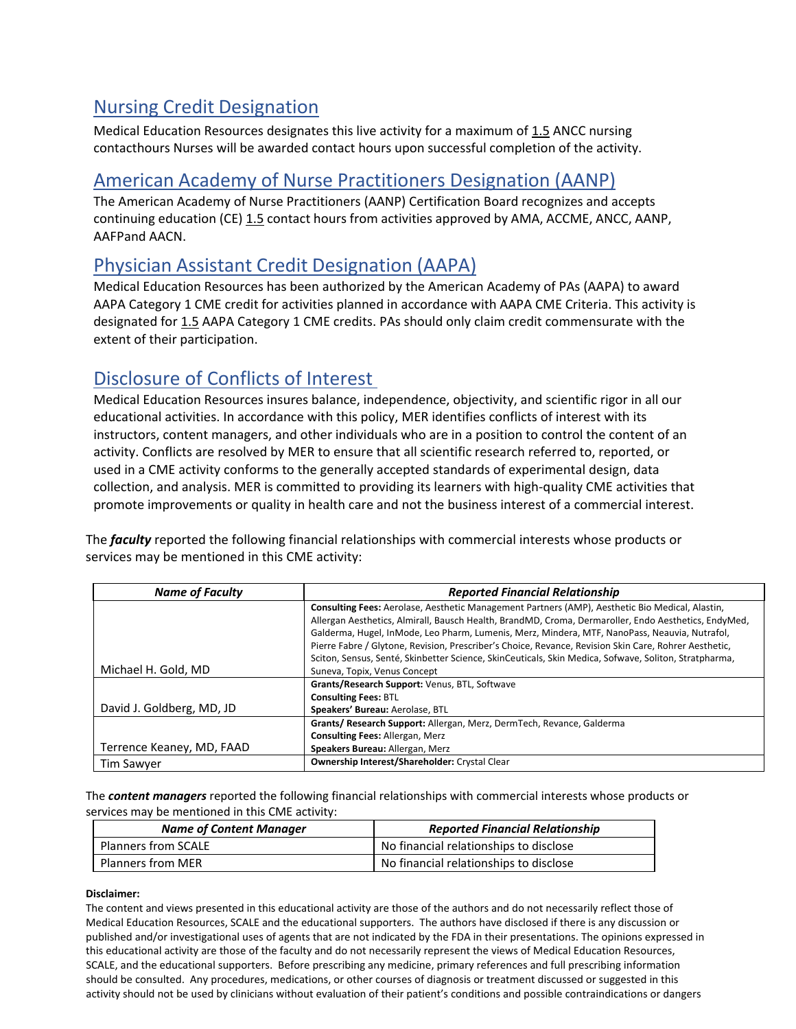## Nursing Credit Designation

Medical Education Resources designates this live activity for a maximum of 1.5 ANCC nursing contacthours Nurses will be awarded contact hours upon successful completion of the activity.

## American Academy of Nurse Practitioners Designation (AANP)

The American Academy of Nurse Practitioners (AANP) Certification Board recognizes and accepts continuing education (CE) 1.5 contact hours from activities approved by AMA, ACCME, ANCC, AANP, AAFPand AACN.

## Physician Assistant Credit Designation (AAPA)

Medical Education Resources has been authorized by the American Academy of PAs (AAPA) to award AAPA Category 1 CME credit for activities planned in accordance with AAPA CME Criteria. This activity is designated for 1.5 AAPA Category 1 CME credits. PAs should only claim credit commensurate with the extent of their participation.

## Disclosure of Conflicts of Interest

Medical Education Resources insures balance, independence, objectivity, and scientific rigor in all our educational activities. In accordance with this policy, MER identifies conflicts of interest with its instructors, content managers, and other individuals who are in a position to control the content of an activity. Conflicts are resolved by MER to ensure that all scientific research referred to, reported, or used in a CME activity conforms to the generally accepted standards of experimental design, data collection, and analysis. MER is committed to providing its learners with high-quality CME activities that promote improvements or quality in health care and not the business interest of a commercial interest.

The ***faculty*** reported the following financial relationships with commercial interests whose products or services may be mentioned in this CME activity:

| ***Name of Faculty*** | ***Reported Financial Relationship*** |
|---|---|
| Michael H. Gold, MD | **Consulting Fees:** Aerolase, Aesthetic Management Partners (AMP), Aesthetic Bio Medical, Alastin, Allergan Aesthetics, Almirall, Bausch Health, BrandMD, Croma, Dermaroller, Endo Aesthetics, EndyMed, Galderma, Hugel, InMode, Leo Pharm, Lumenis, Merz, Mindera, MTF, NanoPass, Neauvia, Nutrafol, Pierre Fabre / Glytone, Revision, Prescriber's Choice, Revance, Revision Skin Care, Rohrer Aesthetic, Sciton, Sensus, Senté, Skinbetter Science, SkinCeuticals, Skin Medica, Sofwave, Soliton, Stratpharma, Suneva, Topix, Venus Concept |
| David J. Goldberg, MD, JD | **Grants/Research Support:** Venus, BTL, Softwave<br>**Consulting Fees:** BTL<br>**Speakers' Bureau:** Aerolase, BTL |
| Terrence Keaney, MD, FAAD | **Grants/ Research Support:** Allergan, Merz, DermTech, Revance, Galderma<br>**Consulting Fees:** Allergan, Merz<br>**Speakers Bureau:** Allergan, Merz |
| Tim Sawyer | **Ownership Interest/Shareholder:** Crystal Clear |

The ***content managers*** reported the following financial relationships with commercial interests whose products or services may be mentioned in this CME activity:

| ***Name of Content Manager*** | ***Reported Financial Relationship*** |
|---|---|
| Planners from SCALE | No financial relationships to disclose |
| Planners from MER | No financial relationships to disclose |

**Disclaimer:**

The content and views presented in this educational activity are those of the authors and do not necessarily reflect those of Medical Education Resources, SCALE and the educational supporters. The authors have disclosed if there is any discussion or published and/or investigational uses of agents that are not indicated by the FDA in their presentations. The opinions expressed in this educational activity are those of the faculty and do not necessarily represent the views of Medical Education Resources, SCALE, and the educational supporters. Before prescribing any medicine, primary references and full prescribing information should be consulted. Any procedures, medications, or other courses of diagnosis or treatment discussed or suggested in this activity should not be used by clinicians without evaluation of their patient's conditions and possible contraindications or dangers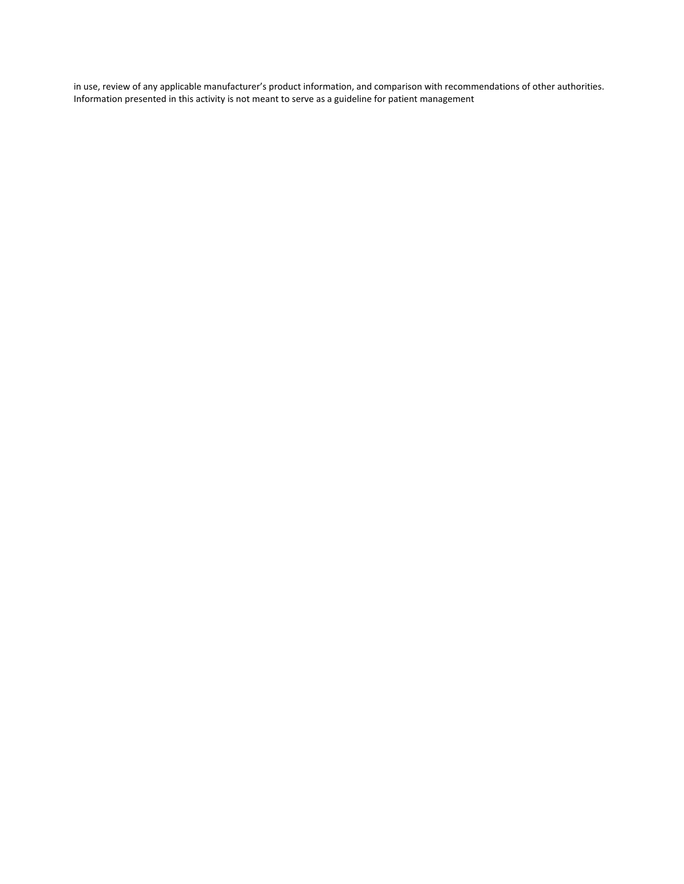in use, review of any applicable manufacturer's product information, and comparison with recommendations of other authorities. Information presented in this activity is not meant to serve as a guideline for patient management